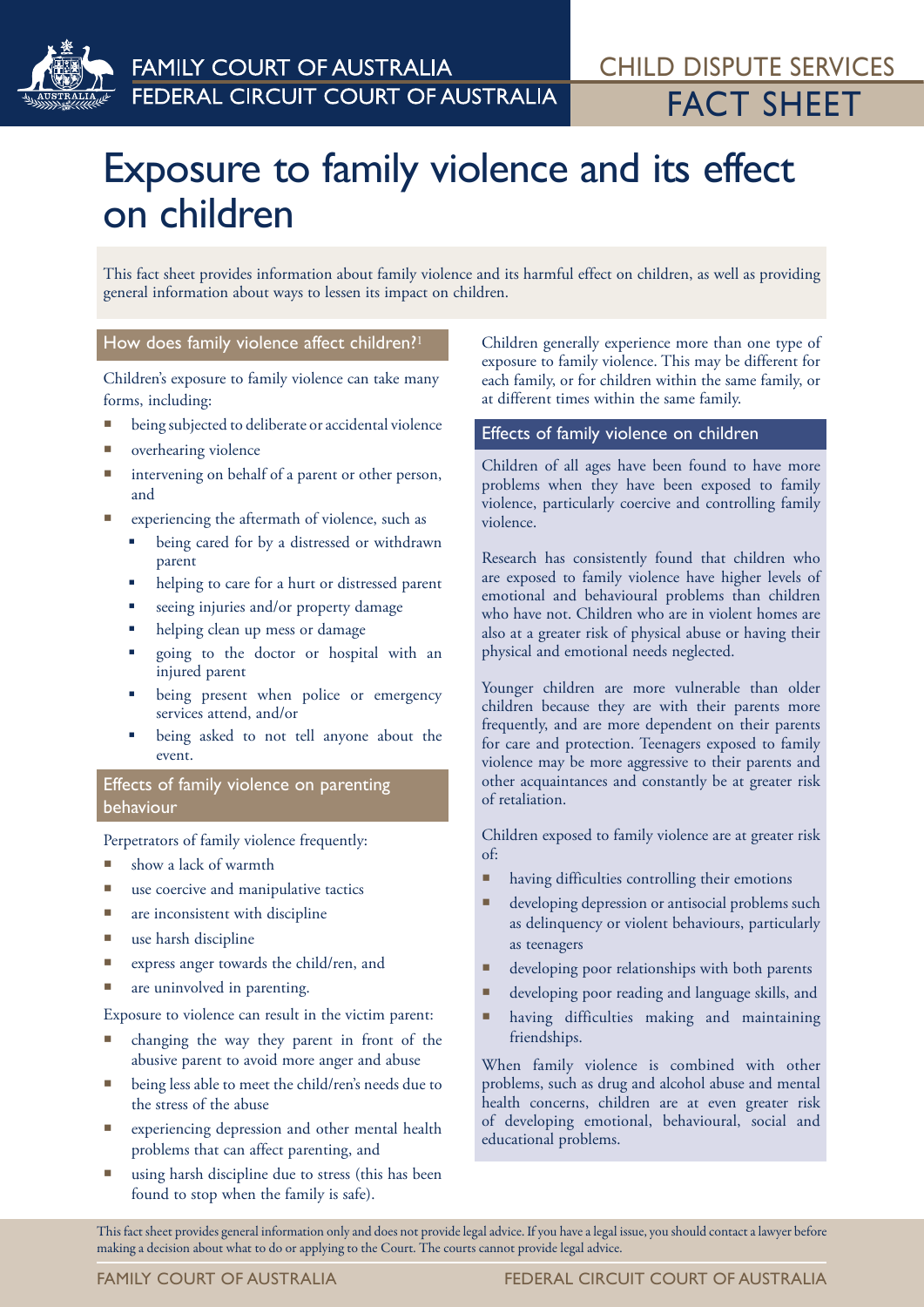FAMILY COURT OF AUSTRALIA
FEDERAL CIRCUIT COURT OF AUSTRALIA

CHILD DISPUTE SERVICES
FACT SHEET

# Exposure to family violence and its effect on children

This fact sheet provides information about family violence and its harmful effect on children, as well as providing general information about ways to lessen its impact on children.

## How does family violence affect children?[1]

Children's exposure to family violence can take many forms, including:

- being subjected to deliberate or accidental violence
- overhearing violence
- intervening on behalf of a parent or other person, and
- experiencing the aftermath of violence, such as
  - being cared for by a distressed or withdrawn parent
  - helping to care for a hurt or distressed parent
  - seeing injuries and/or property damage
  - helping clean up mess or damage
  - going to the doctor or hospital with an injured parent
  - being present when police or emergency services attend, and/or
  - being asked to not tell anyone about the event.

## Effects of family violence on parenting behaviour

Perpetrators of family violence frequently:

- show a lack of warmth
- use coercive and manipulative tactics
- are inconsistent with discipline
- use harsh discipline
- express anger towards the child/ren, and
- are uninvolved in parenting.

Exposure to violence can result in the victim parent:

- changing the way they parent in front of the abusive parent to avoid more anger and abuse
- being less able to meet the child/ren's needs due to the stress of the abuse
- experiencing depression and other mental health problems that can affect parenting, and
- using harsh discipline due to stress (this has been found to stop when the family is safe).

Children generally experience more than one type of exposure to family violence. This may be different for each family, or for children within the same family, or at different times within the same family.

## Effects of family violence on children

Children of all ages have been found to have more problems when they have been exposed to family violence, particularly coercive and controlling family violence.

Research has consistently found that children who are exposed to family violence have higher levels of emotional and behavioural problems than children who have not. Children who are in violent homes are also at a greater risk of physical abuse or having their physical and emotional needs neglected.

Younger children are more vulnerable than older children because they are with their parents more frequently, and are more dependent on their parents for care and protection. Teenagers exposed to family violence may be more aggressive to their parents and other acquaintances and constantly be at greater risk of retaliation.

Children exposed to family violence are at greater risk of:

- having difficulties controlling their emotions
- developing depression or antisocial problems such as delinquency or violent behaviours, particularly as teenagers
- developing poor relationships with both parents
- developing poor reading and language skills, and
- having difficulties making and maintaining friendships.

When family violence is combined with other problems, such as drug and alcohol abuse and mental health concerns, children are at even greater risk of developing emotional, behavioural, social and educational problems.

This fact sheet provides general information only and does not provide legal advice. If you have a legal issue, you should contact a lawyer before making a decision about what to do or applying to the Court. The courts cannot provide legal advice.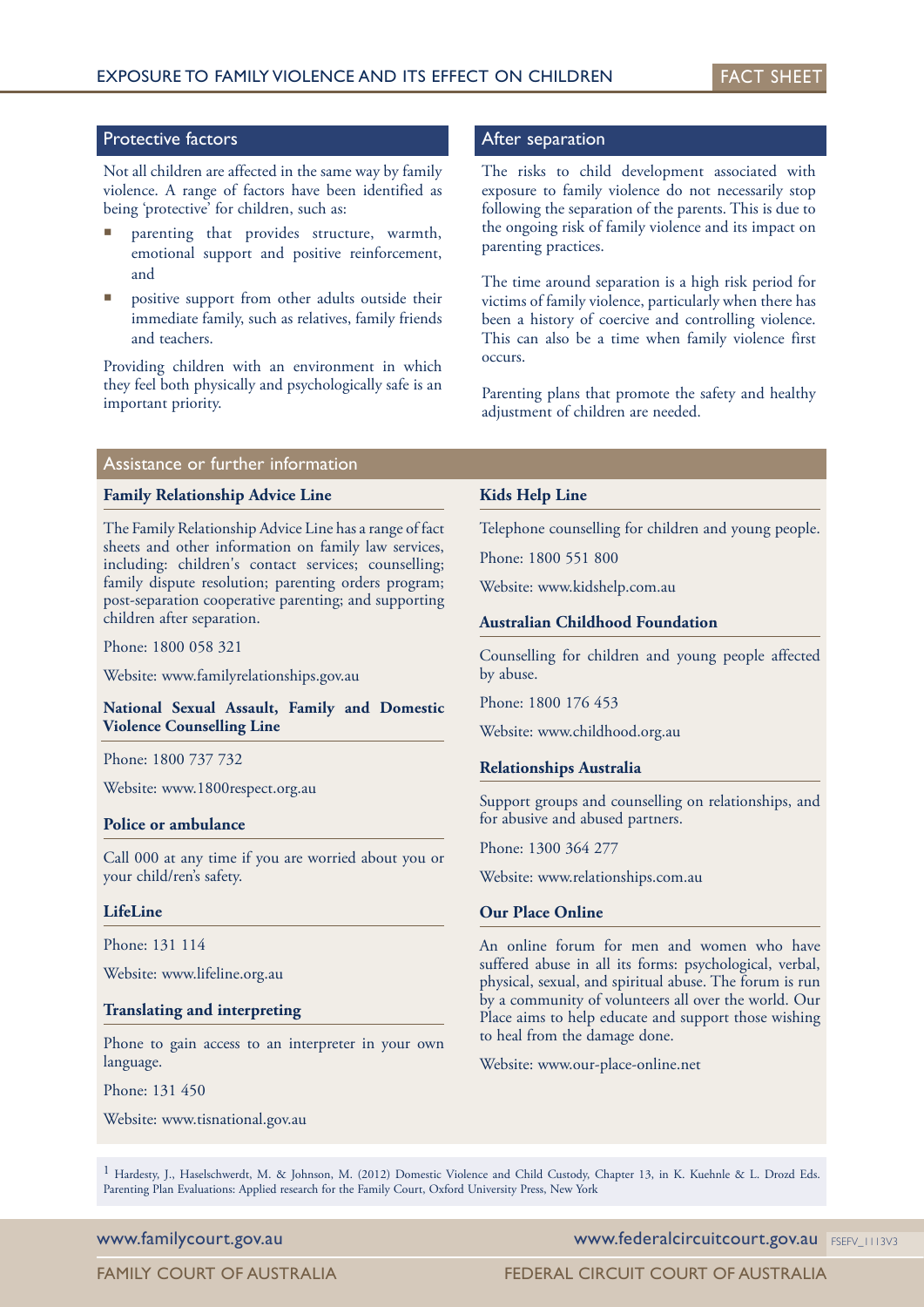## Protective factors

Not all children are affected in the same way by family violence. A range of factors have been identified as being 'protective' for children, such as:

- parenting that provides structure, warmth, emotional support and positive reinforcement, and
- positive support from other adults outside their immediate family, such as relatives, family friends and teachers.

Providing children with an environment in which they feel both physically and psychologically safe is an important priority.

## After separation

The risks to child development associated with exposure to family violence do not necessarily stop following the separation of the parents. This is due to the ongoing risk of family violence and its impact on parenting practices.

The time around separation is a high risk period for victims of family violence, particularly when there has been a history of coercive and controlling violence. This can also be a time when family violence first occurs.

Parenting plans that promote the safety and healthy adjustment of children are needed.

## Assistance or further information

### Family Relationship Advice Line

The Family Relationship Advice Line has a range of fact sheets and other information on family law services, including: children's contact services; counselling; family dispute resolution; parenting orders program; post-separation cooperative parenting; and supporting children after separation.

Phone: 1800 058 321

Website: www.familyrelationships.gov.au

### National Sexual Assault, Family and Domestic Violence Counselling Line

Phone: 1800 737 732

Website: www.1800respect.org.au

### Police or ambulance

Call 000 at any time if you are worried about you or your child/ren's safety.

### LifeLine

Phone: 131 114

Website: www.lifeline.org.au

### Translating and interpreting

Phone to gain access to an interpreter in your own language.

Phone: 131 450

Website: www.tisnational.gov.au

### Kids Help Line

Telephone counselling for children and young people.

Phone: 1800 551 800

Website: www.kidshelp.com.au

### Australian Childhood Foundation

Counselling for children and young people affected by abuse.

Phone: 1800 176 453

Website: www.childhood.org.au

### Relationships Australia

Support groups and counselling on relationships, and for abusive and abused partners.

Phone: 1300 364 277

Website: www.relationships.com.au

### Our Place Online

An online forum for men and women who have suffered abuse in all its forms: psychological, verbal, physical, sexual, and spiritual abuse. The forum is run by a community of volunteers all over the world. Our Place aims to help educate and support those wishing to heal from the damage done.

Website: www.our-place-online.net

[1] Hardesty, J., Haselschwerdt, M. & Johnson, M. (2012) Domestic Violence and Child Custody, Chapter 13, in K. Kuehnle & L. Drozd Eds. Parenting Plan Evaluations: Applied research for the Family Court, Oxford University Press, New York

www.familycourt.gov.au

www.federalcircuitcourt.gov.au

FSEFV_1113V3

FAMILY COURT OF AUSTRALIA

FEDERAL CIRCUIT COURT OF AUSTRALIA